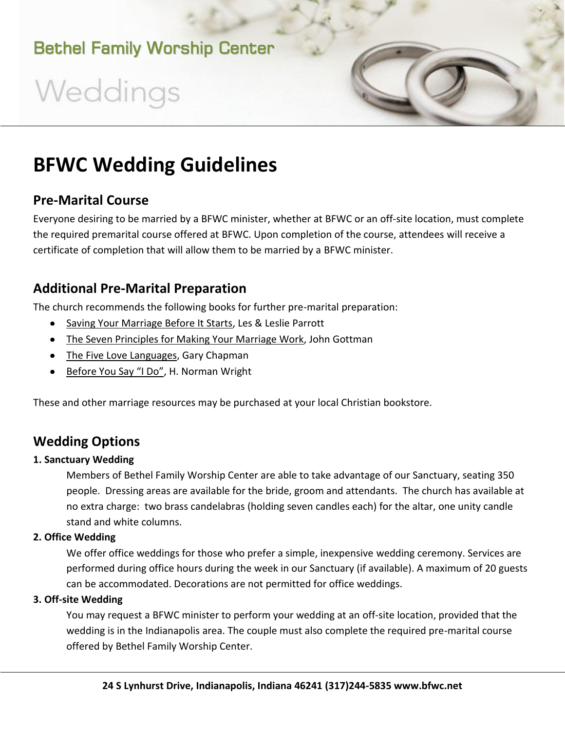Bethel Family Worship Center

Weddings

# BFWC Wedding Guidelines

## Pre-Marital Course

Everyone desiring to be married by a BFWC minister, whether at BFWC or an off-site location, must complete the required premarital course offered at BFWC. Upon completion of the course, attendees will receive a certificate of completion that will allow them to be married by a BFWC minister.

## Additional Pre-Marital Preparation

The church recommends the following books for further pre-marital preparation:

- Saving Your Marriage Before It Starts, Les & Leslie Parrott
- The Seven Principles for Making Your Marriage Work, John Gottman
- The Five Love Languages, Gary Chapman
- Before You Say "I Do", H. Norman Wright

These and other marriage resources may be purchased at your local Christian bookstore.

## Wedding Options

**1. Sanctuary Wedding**

Members of Bethel Family Worship Center are able to take advantage of our Sanctuary, seating 350 people. Dressing areas are available for the bride, groom and attendants. The church has available at no extra charge: two brass candelabras (holding seven candles each) for the altar, one unity candle stand and white columns.

**2. Office Wedding**

We offer office weddings for those who prefer a simple, inexpensive wedding ceremony. Services are performed during office hours during the week in our Sanctuary (if available). A maximum of 20 guests can be accommodated. Decorations are not permitted for office weddings.

**3. Off-site Wedding**

You may request a BFWC minister to perform your wedding at an off-site location, provided that the wedding is in the Indianapolis area. The couple must also complete the required pre-marital course offered by Bethel Family Worship Center.

**24 S Lynhurst Drive, Indianapolis, Indiana 46241 (317)244-5835 www.bfwc.net**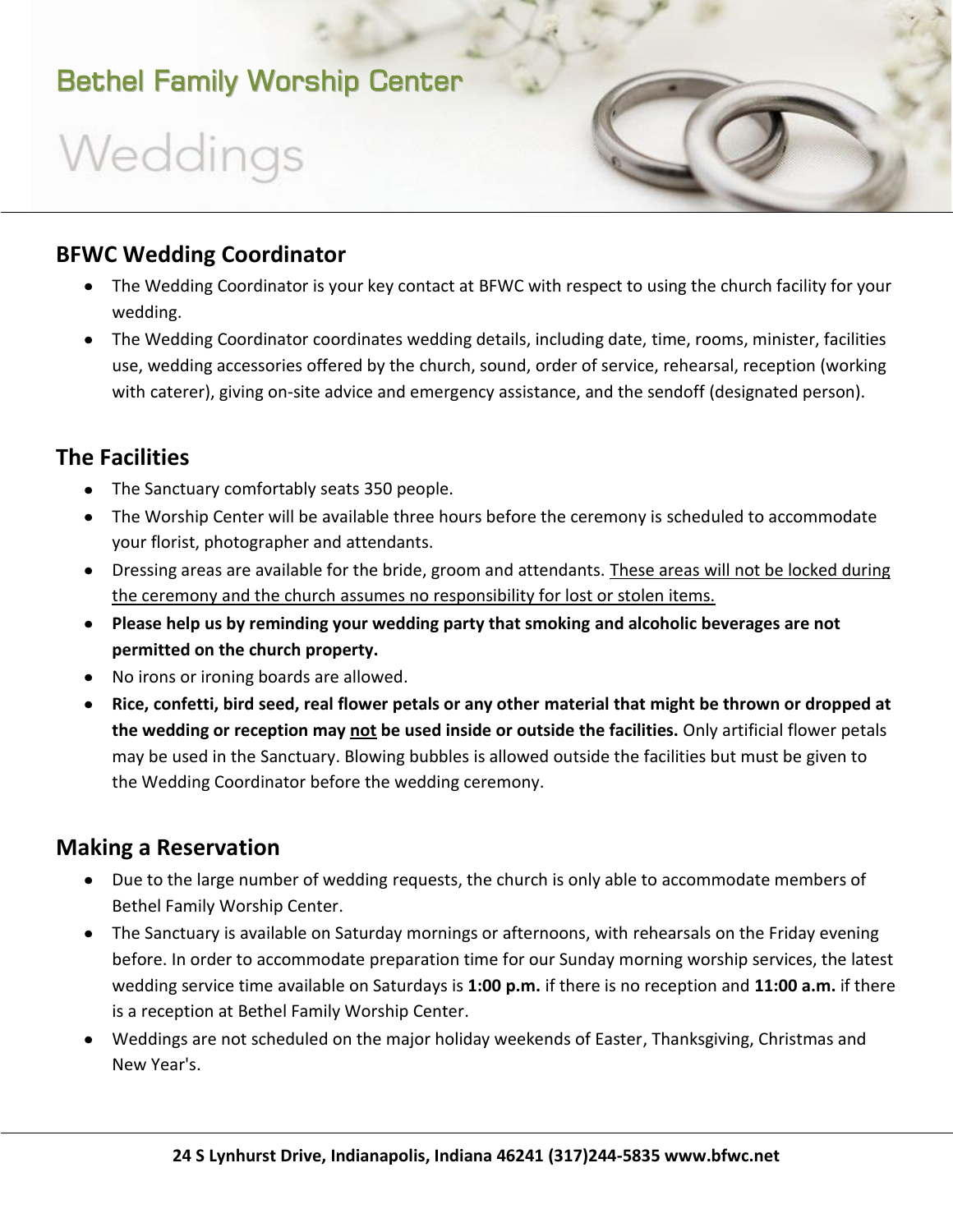Bethel Family Worship Center

# Weddings

## BFWC Wedding Coordinator

- The Wedding Coordinator is your key contact at BFWC with respect to using the church facility for your wedding.
- The Wedding Coordinator coordinates wedding details, including date, time, rooms, minister, facilities use, wedding accessories offered by the church, sound, order of service, rehearsal, reception (working with caterer), giving on-site advice and emergency assistance, and the sendoff (designated person).

## The Facilities

- The Sanctuary comfortably seats 350 people.
- The Worship Center will be available three hours before the ceremony is scheduled to accommodate your florist, photographer and attendants.
- Dressing areas are available for the bride, groom and attendants. <u>These areas will not be locked during the ceremony and the church assumes no responsibility for lost or stolen items.</u>
- **Please help us by reminding your wedding party that smoking and alcoholic beverages are not permitted on the church property.**
- No irons or ironing boards are allowed.
- **Rice, confetti, bird seed, real flower petals or any other material that might be thrown or dropped at the wedding or reception may <u>not</u> be used inside or outside the facilities.** Only artificial flower petals may be used in the Sanctuary. Blowing bubbles is allowed outside the facilities but must be given to the Wedding Coordinator before the wedding ceremony.

## Making a Reservation

- Due to the large number of wedding requests, the church is only able to accommodate members of Bethel Family Worship Center.
- The Sanctuary is available on Saturday mornings or afternoons, with rehearsals on the Friday evening before. In order to accommodate preparation time for our Sunday morning worship services, the latest wedding service time available on Saturdays is **1:00 p.m.** if there is no reception and **11:00 a.m.** if there is a reception at Bethel Family Worship Center.
- Weddings are not scheduled on the major holiday weekends of Easter, Thanksgiving, Christmas and New Year's.

**24 S Lynhurst Drive, Indianapolis, Indiana 46241 (317)244-5835 www.bfwc.net**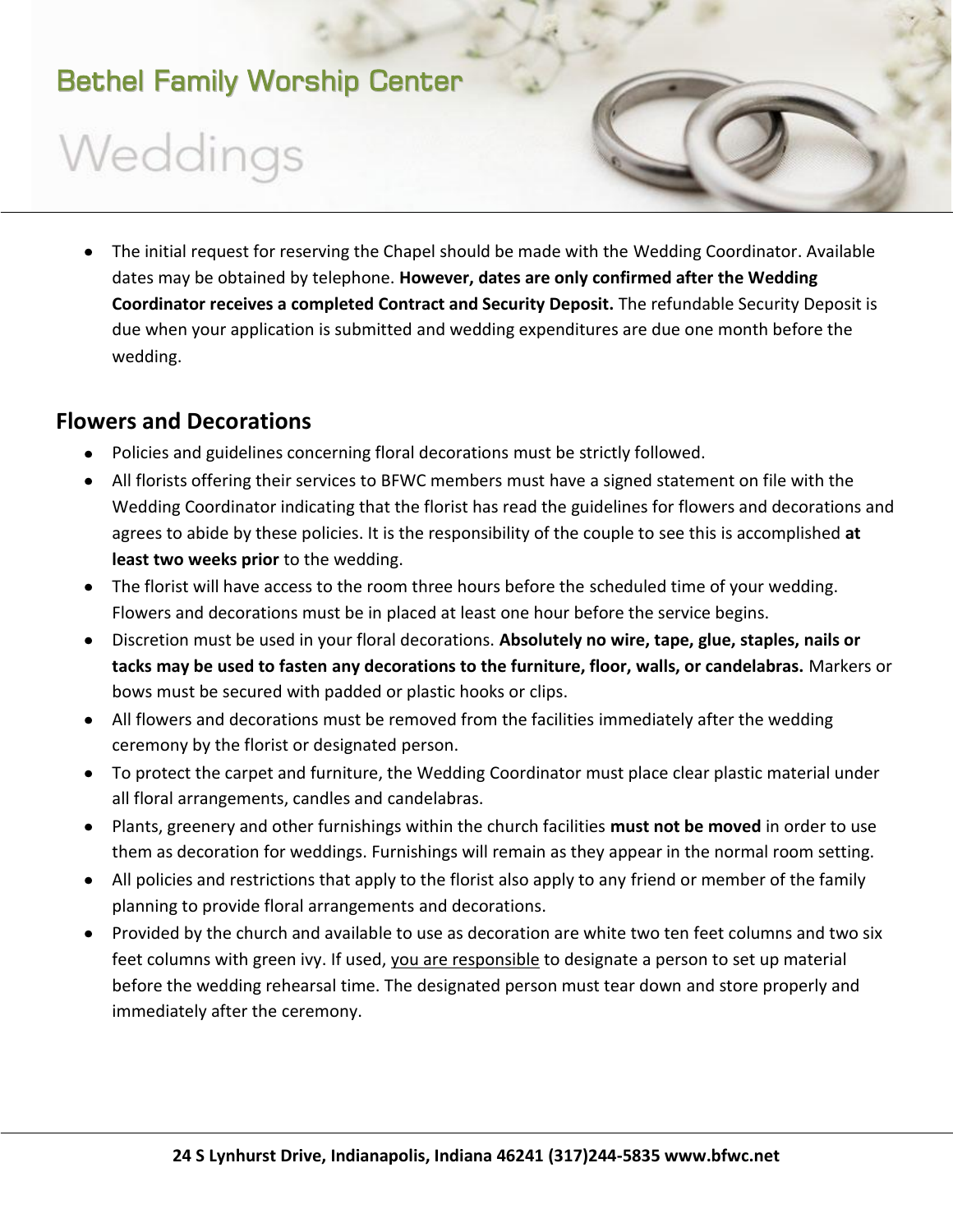- The initial request for reserving the Chapel should be made with the Wedding Coordinator. Available dates may be obtained by telephone. **However, dates are only confirmed after the Wedding Coordinator receives a completed Contract and Security Deposit.** The refundable Security Deposit is due when your application is submitted and wedding expenditures are due one month before the wedding.

## Flowers and Decorations

- Policies and guidelines concerning floral decorations must be strictly followed.
- All florists offering their services to BFWC members must have a signed statement on file with the Wedding Coordinator indicating that the florist has read the guidelines for flowers and decorations and agrees to abide by these policies. It is the responsibility of the couple to see this is accomplished **at least two weeks prior** to the wedding.
- The florist will have access to the room three hours before the scheduled time of your wedding. Flowers and decorations must be in placed at least one hour before the service begins.
- Discretion must be used in your floral decorations. **Absolutely no wire, tape, glue, staples, nails or tacks may be used to fasten any decorations to the furniture, floor, walls, or candelabras.** Markers or bows must be secured with padded or plastic hooks or clips.
- All flowers and decorations must be removed from the facilities immediately after the wedding ceremony by the florist or designated person.
- To protect the carpet and furniture, the Wedding Coordinator must place clear plastic material under all floral arrangements, candles and candelabras.
- Plants, greenery and other furnishings within the church facilities **must not be moved** in order to use them as decoration for weddings. Furnishings will remain as they appear in the normal room setting.
- All policies and restrictions that apply to the florist also apply to any friend or member of the family planning to provide floral arrangements and decorations.
- Provided by the church and available to use as decoration are white two ten feet columns and two six feet columns with green ivy. If used, <u>you are responsible</u> to designate a person to set up material before the wedding rehearsal time. The designated person must tear down and store properly and immediately after the ceremony.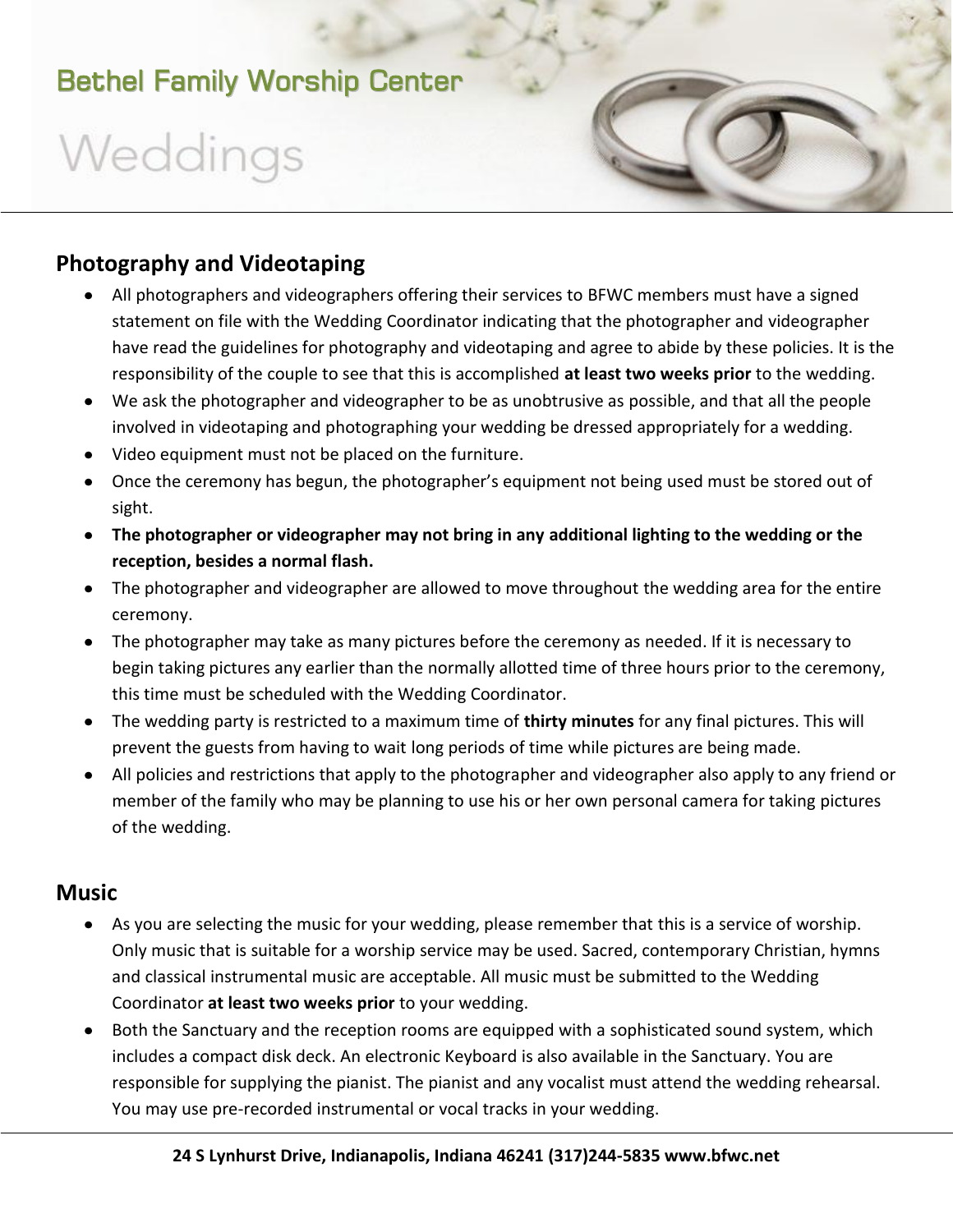## Photography and Videotaping

- All photographers and videographers offering their services to BFWC members must have a signed statement on file with the Wedding Coordinator indicating that the photographer and videographer have read the guidelines for photography and videotaping and agree to abide by these policies. It is the responsibility of the couple to see that this is accomplished **at least two weeks prior** to the wedding.
- We ask the photographer and videographer to be as unobtrusive as possible, and that all the people involved in videotaping and photographing your wedding be dressed appropriately for a wedding.
- Video equipment must not be placed on the furniture.
- Once the ceremony has begun, the photographer's equipment not being used must be stored out of sight.
- **The photographer or videographer may not bring in any additional lighting to the wedding or the reception, besides a normal flash.**
- The photographer and videographer are allowed to move throughout the wedding area for the entire ceremony.
- The photographer may take as many pictures before the ceremony as needed. If it is necessary to begin taking pictures any earlier than the normally allotted time of three hours prior to the ceremony, this time must be scheduled with the Wedding Coordinator.
- The wedding party is restricted to a maximum time of **thirty minutes** for any final pictures. This will prevent the guests from having to wait long periods of time while pictures are being made.
- All policies and restrictions that apply to the photographer and videographer also apply to any friend or member of the family who may be planning to use his or her own personal camera for taking pictures of the wedding.

## Music

- As you are selecting the music for your wedding, please remember that this is a service of worship. Only music that is suitable for a worship service may be used. Sacred, contemporary Christian, hymns and classical instrumental music are acceptable. All music must be submitted to the Wedding Coordinator **at least two weeks prior** to your wedding.
- Both the Sanctuary and the reception rooms are equipped with a sophisticated sound system, which includes a compact disk deck. An electronic Keyboard is also available in the Sanctuary. You are responsible for supplying the pianist. The pianist and any vocalist must attend the wedding rehearsal. You may use pre-recorded instrumental or vocal tracks in your wedding.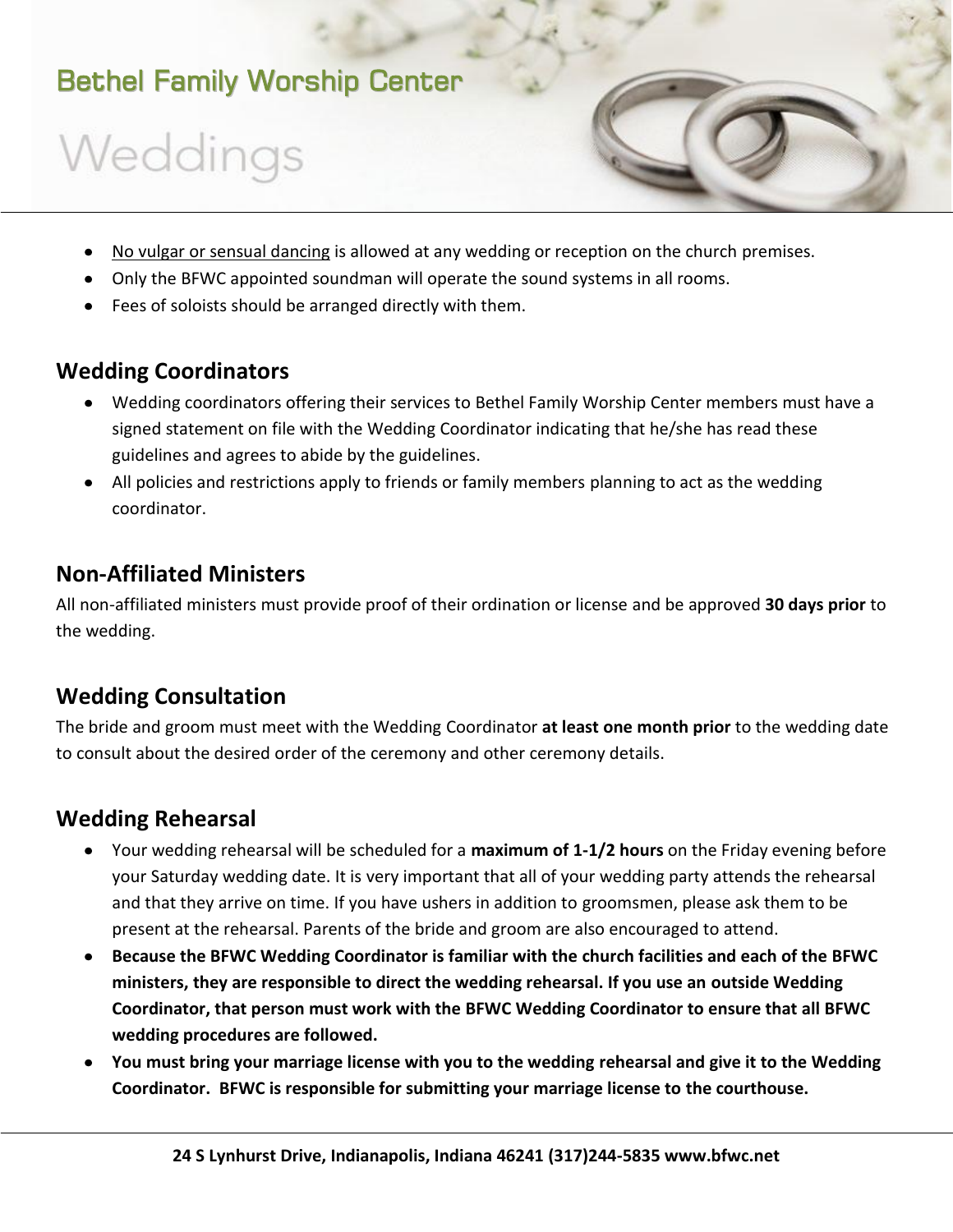- <u>No vulgar or sensual dancing</u> is allowed at any wedding or reception on the church premises.
- Only the BFWC appointed soundman will operate the sound systems in all rooms.
- Fees of soloists should be arranged directly with them.

## Wedding Coordinators

- Wedding coordinators offering their services to Bethel Family Worship Center members must have a signed statement on file with the Wedding Coordinator indicating that he/she has read these guidelines and agrees to abide by the guidelines.
- All policies and restrictions apply to friends or family members planning to act as the wedding coordinator.

## Non-Affiliated Ministers

All non-affiliated ministers must provide proof of their ordination or license and be approved **30 days prior** to the wedding.

## Wedding Consultation

The bride and groom must meet with the Wedding Coordinator **at least one month prior** to the wedding date to consult about the desired order of the ceremony and other ceremony details.

## Wedding Rehearsal

- Your wedding rehearsal will be scheduled for a **maximum of 1-1/2 hours** on the Friday evening before your Saturday wedding date. It is very important that all of your wedding party attends the rehearsal and that they arrive on time. If you have ushers in addition to groomsmen, please ask them to be present at the rehearsal. Parents of the bride and groom are also encouraged to attend.
- **Because the BFWC Wedding Coordinator is familiar with the church facilities and each of the BFWC ministers, they are responsible to direct the wedding rehearsal. If you use an outside Wedding Coordinator, that person must work with the BFWC Wedding Coordinator to ensure that all BFWC wedding procedures are followed.**
- **You must bring your marriage license with you to the wedding rehearsal and give it to the Wedding Coordinator. BFWC is responsible for submitting your marriage license to the courthouse.**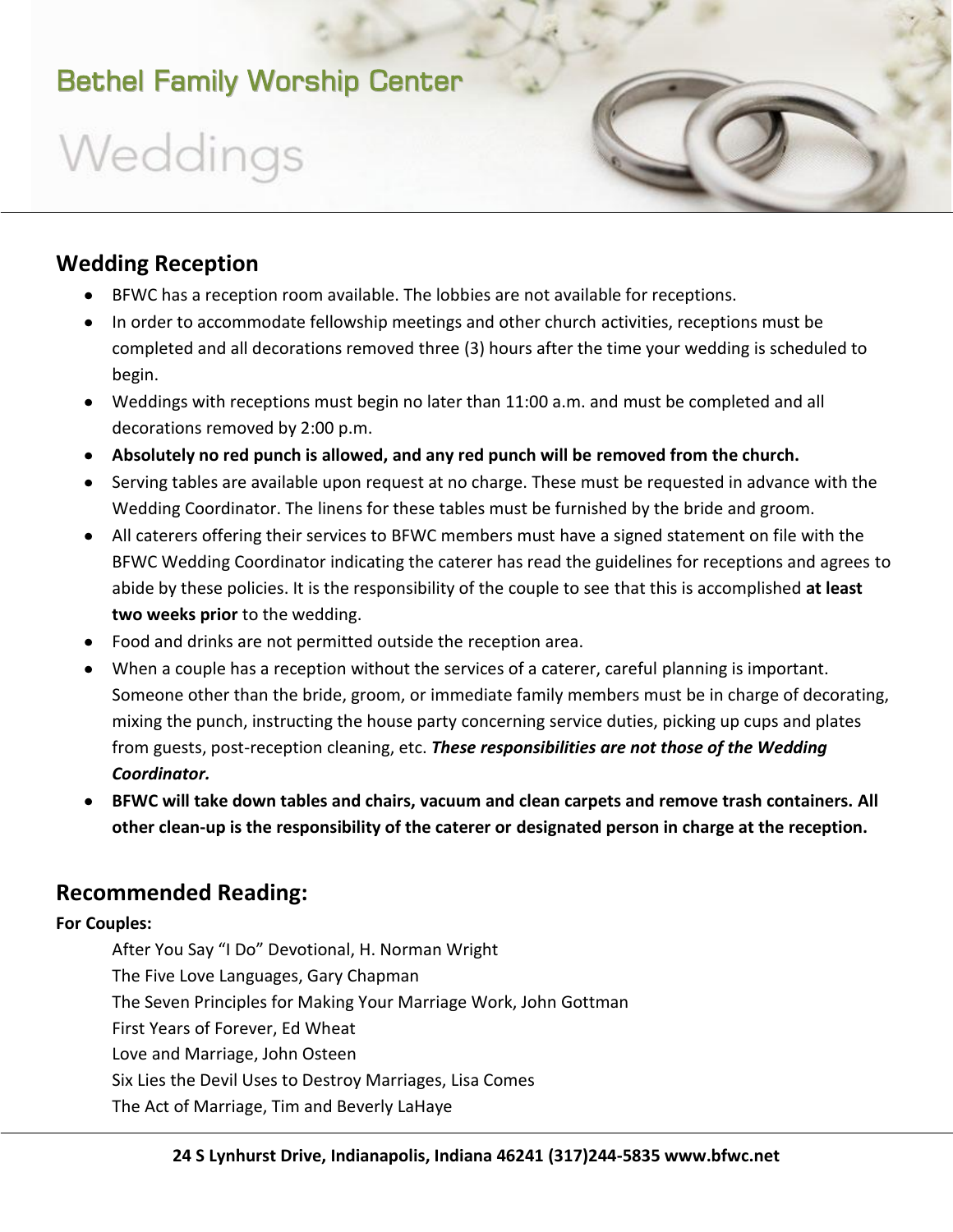## Wedding Reception

- BFWC has a reception room available. The lobbies are not available for receptions.
- In order to accommodate fellowship meetings and other church activities, receptions must be completed and all decorations removed three (3) hours after the time your wedding is scheduled to begin.
- Weddings with receptions must begin no later than 11:00 a.m. and must be completed and all decorations removed by 2:00 p.m.
- **Absolutely no red punch is allowed, and any red punch will be removed from the church.**
- Serving tables are available upon request at no charge. These must be requested in advance with the Wedding Coordinator. The linens for these tables must be furnished by the bride and groom.
- All caterers offering their services to BFWC members must have a signed statement on file with the BFWC Wedding Coordinator indicating the caterer has read the guidelines for receptions and agrees to abide by these policies. It is the responsibility of the couple to see that this is accomplished **at least two weeks prior** to the wedding.
- Food and drinks are not permitted outside the reception area.
- When a couple has a reception without the services of a caterer, careful planning is important. Someone other than the bride, groom, or immediate family members must be in charge of decorating, mixing the punch, instructing the house party concerning service duties, picking up cups and plates from guests, post-reception cleaning, etc. ***These responsibilities are not those of the Wedding Coordinator.***
- **BFWC will take down tables and chairs, vacuum and clean carpets and remove trash containers. All other clean-up is the responsibility of the caterer or designated person in charge at the reception.**

## Recommended Reading:

**For Couples:**

After You Say "I Do" Devotional, H. Norman Wright
The Five Love Languages, Gary Chapman
The Seven Principles for Making Your Marriage Work, John Gottman
First Years of Forever, Ed Wheat
Love and Marriage, John Osteen
Six Lies the Devil Uses to Destroy Marriages, Lisa Comes
The Act of Marriage, Tim and Beverly LaHaye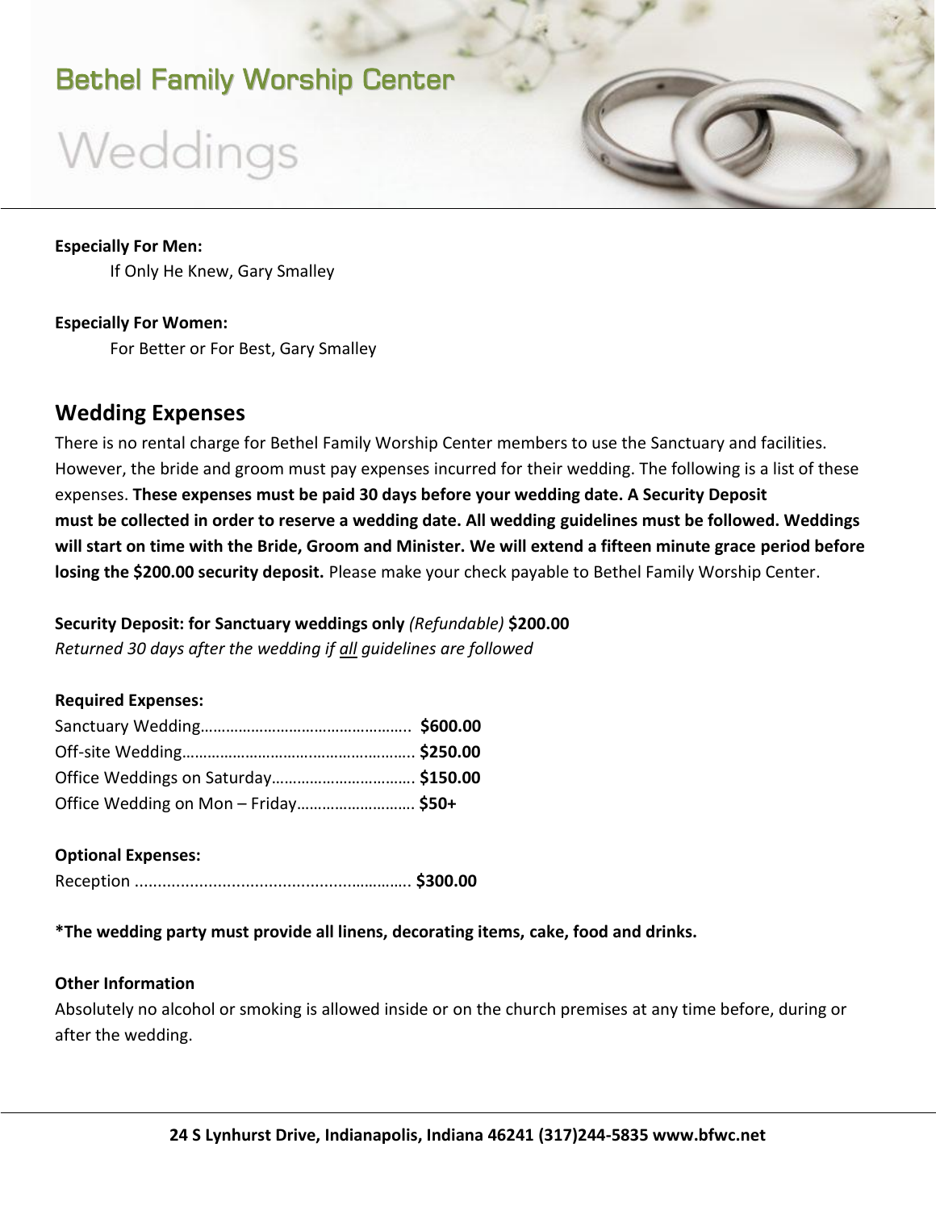# Bethel Family Worship Center

# Weddings

**Especially For Men:**

If Only He Knew, Gary Smalley

**Especially For Women:**

For Better or For Best, Gary Smalley

## Wedding Expenses

There is no rental charge for Bethel Family Worship Center members to use the Sanctuary and facilities. However, the bride and groom must pay expenses incurred for their wedding. The following is a list of these expenses. **These expenses must be paid 30 days before your wedding date. A Security Deposit must be collected in order to reserve a wedding date. All wedding guidelines must be followed. Weddings will start on time with the Bride, Groom and Minister. We will extend a fifteen minute grace period before losing the $200.00 security deposit.** Please make your check payable to Bethel Family Worship Center.

**Security Deposit: for Sanctuary weddings only** *(Refundable)* **$200.00**
*Returned 30 days after the wedding if <u>all</u> guidelines are followed*

**Required Expenses:**
Sanctuary Wedding………………………………………….. **$600.00**
Off-site Wedding……………………………………………….. **$250.00**
Office Weddings on Saturday……………………………. **$150.00**
Office Wedding on Mon – Friday……………………… **$50+**

**Optional Expenses:**
Reception …………………………………………………… **$300.00**

**\*The wedding party must provide all linens, decorating items, cake, food and drinks.**

**Other Information**

Absolutely no alcohol or smoking is allowed inside or on the church premises at any time before, during or after the wedding.

**24 S Lynhurst Drive, Indianapolis, Indiana 46241 (317)244-5835 www.bfwc.net**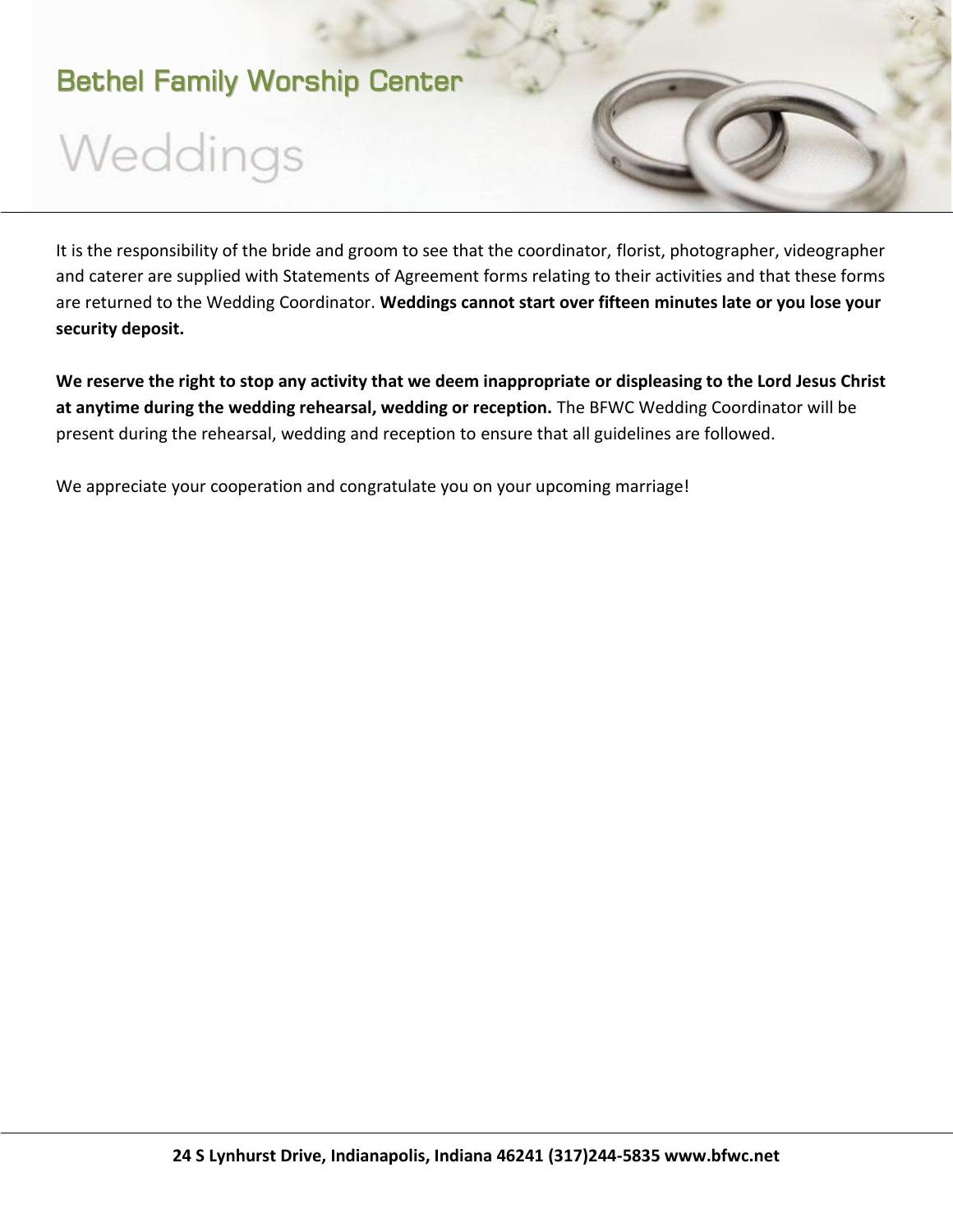It is the responsibility of the bride and groom to see that the coordinator, florist, photographer, videographer and caterer are supplied with Statements of Agreement forms relating to their activities and that these forms are returned to the Wedding Coordinator. **Weddings cannot start over fifteen minutes late or you lose your security deposit.**

**We reserve the right to stop any activity that we deem inappropriate or displeasing to the Lord Jesus Christ at anytime during the wedding rehearsal, wedding or reception.** The BFWC Wedding Coordinator will be present during the rehearsal, wedding and reception to ensure that all guidelines are followed.

We appreciate your cooperation and congratulate you on your upcoming marriage!